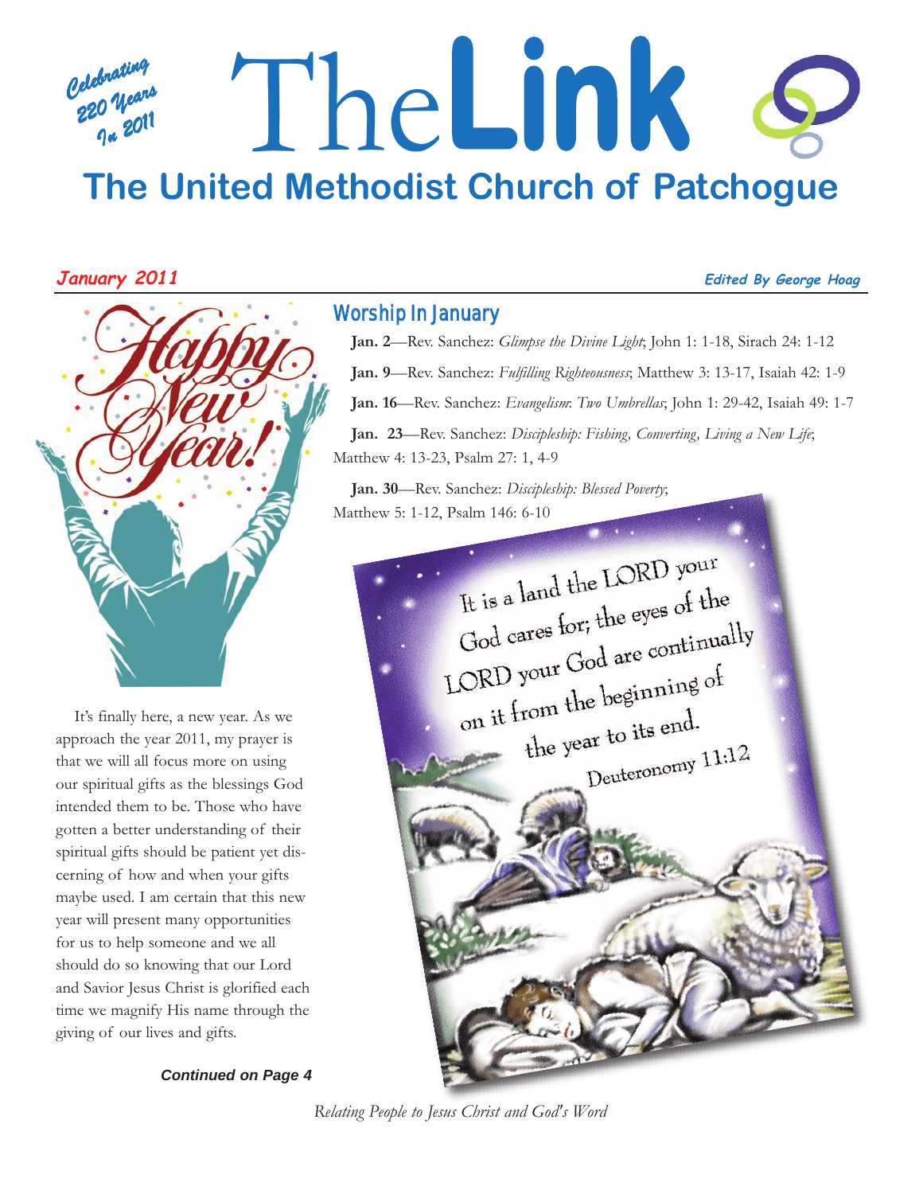Celebrating 220 Years In 2011

# The Link

## The United Methodist Church of Patchogue

*January 2011* *Edited By George Hoag*

## Worship In January

**Jan. 2**—Rev. Sanchez: *Glimpse the Divine Light*; John 1: 1-18, Sirach 24: 1-12

**Jan. 9**—Rev. Sanchez: *Fulfilling Righteousness*; Matthew 3: 13-17, Isaiah 42: 1-9

**Jan. 16**—Rev. Sanchez: *Evangelism*: *Two Umbrellas*; John 1: 29-42, Isaiah 49: 1-7

**Jan. 23**—Rev. Sanchez: *Discipleship: Fishing, Converting, Living a New Life*; Matthew 4: 13-23, Psalm 27: 1, 4-9

**Jan. 30**—Rev. Sanchez: *Discipleship: Blessed Poverty*; Matthew 5: 1-12, Psalm 146: 6-10

It is a land the LORD your God cares for; the eyes of the LORD your God are continually on it from the beginning of the year to its end.
Deuteronomy 11:12

Happy New Year!

It's finally here, a new year. As we approach the year 2011, my prayer is that we will all focus more on using our spiritual gifts as the blessings God intended them to be. Those who have gotten a better understanding of their spiritual gifts should be patient yet discerning of how and when your gifts maybe used. I am certain that this new year will present many opportunities for us to help someone and we all should do so knowing that our Lord and Savior Jesus Christ is glorified each time we magnify His name through the giving of our lives and gifts.

***Continued on Page 4***

*Relating People to Jesus Christ and God's Word*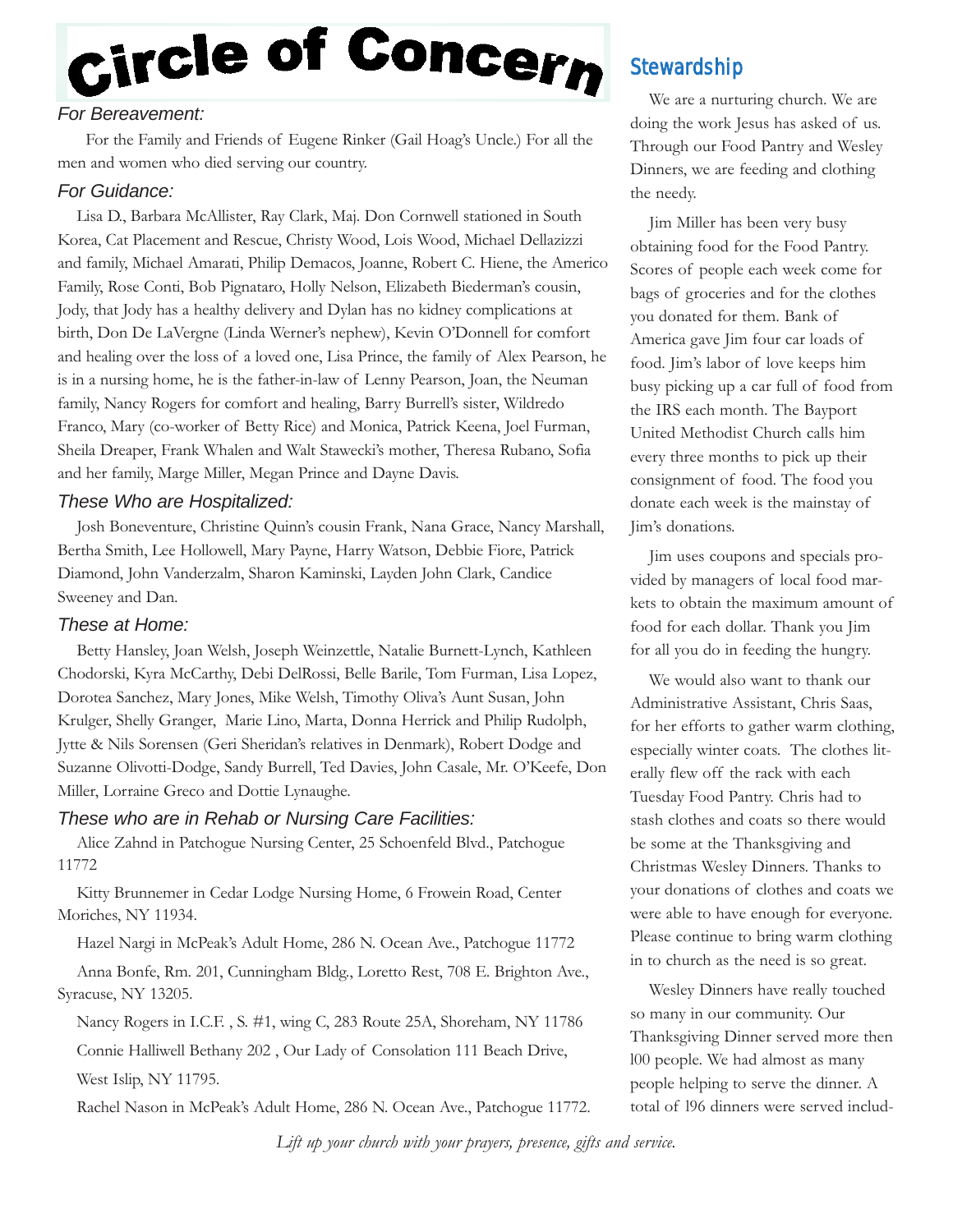# Circle of Concern

### *For Bereavement:*

For the Family and Friends of Eugene Rinker (Gail Hoag's Uncle.) For all the men and women who died serving our country.

### *For Guidance:*

Lisa D., Barbara McAllister, Ray Clark, Maj. Don Cornwell stationed in South Korea, Cat Placement and Rescue, Christy Wood, Lois Wood, Michael Dellazizzi and family, Michael Amarati, Philip Demacos, Joanne, Robert C. Hiene, the Americo Family, Rose Conti, Bob Pignataro, Holly Nelson, Elizabeth Biederman's cousin, Jody, that Jody has a healthy delivery and Dylan has no kidney complications at birth, Don De LaVergne (Linda Werner's nephew), Kevin O'Donnell for comfort and healing over the loss of a loved one, Lisa Prince, the family of Alex Pearson, he is in a nursing home, he is the father-in-law of Lenny Pearson, Joan, the Neuman family, Nancy Rogers for comfort and healing, Barry Burrell's sister, Wildredo Franco, Mary (co-worker of Betty Rice) and Monica, Patrick Keena, Joel Furman, Sheila Dreaper, Frank Whalen and Walt Stawecki's mother, Theresa Rubano, Sofia and her family, Marge Miller, Megan Prince and Dayne Davis.

### *These Who are Hospitalized:*

Josh Boneventure, Christine Quinn's cousin Frank, Nana Grace, Nancy Marshall, Bertha Smith, Lee Hollowell, Mary Payne, Harry Watson, Debbie Fiore, Patrick Diamond, John Vanderzalm, Sharon Kaminski, Layden John Clark, Candice Sweeney and Dan.

### *These at Home:*

Betty Hansley, Joan Welsh, Joseph Weinzettle, Natalie Burnett-Lynch, Kathleen Chodorski, Kyra McCarthy, Debi DelRossi, Belle Barile, Tom Furman, Lisa Lopez, Dorotea Sanchez, Mary Jones, Mike Welsh, Timothy Oliva's Aunt Susan, John Krulger, Shelly Granger, Marie Lino, Marta, Donna Herrick and Philip Rudolph, Jytte & Nils Sorensen (Geri Sheridan's relatives in Denmark), Robert Dodge and Suzanne Olivotti-Dodge, Sandy Burrell, Ted Davies, John Casale, Mr. O'Keefe, Don Miller, Lorraine Greco and Dottie Lynaughe.

### *These who are in Rehab or Nursing Care Facilities:*

Alice Zahnd in Patchogue Nursing Center, 25 Schoenfeld Blvd., Patchogue 11772

Kitty Brunnemer in Cedar Lodge Nursing Home, 6 Frowein Road, Center Moriches, NY 11934.

Hazel Nargi in McPeak's Adult Home, 286 N. Ocean Ave., Patchogue 11772

Anna Bonfe, Rm. 201, Cunningham Bldg., Loretto Rest, 708 E. Brighton Ave., Syracuse, NY 13205.

Nancy Rogers in I.C.F. , S. #1, wing C, 283 Route 25A, Shoreham, NY 11786

Connie Halliwell Bethany 202 , Our Lady of Consolation 111 Beach Drive, West Islip, NY 11795.

Rachel Nason in McPeak's Adult Home, 286 N. Ocean Ave., Patchogue 11772.

## Stewardship

We are a nurturing church. We are doing the work Jesus has asked of us. Through our Food Pantry and Wesley Dinners, we are feeding and clothing the needy.

Jim Miller has been very busy obtaining food for the Food Pantry. Scores of people each week come for bags of groceries and for the clothes you donated for them. Bank of America gave Jim four car loads of food. Jim's labor of love keeps him busy picking up a car full of food from the IRS each month. The Bayport United Methodist Church calls him every three months to pick up their consignment of food. The food you donate each week is the mainstay of Jim's donations.

Jim uses coupons and specials provided by managers of local food markets to obtain the maximum amount of food for each dollar. Thank you Jim for all you do in feeding the hungry.

We would also want to thank our Administrative Assistant, Chris Saas, for her efforts to gather warm clothing, especially winter coats. The clothes literally flew off the rack with each Tuesday Food Pantry. Chris had to stash clothes and coats so there would be some at the Thanksgiving and Christmas Wesley Dinners. Thanks to your donations of clothes and coats we were able to have enough for everyone. Please continue to bring warm clothing in to church as the need is so great.

Wesley Dinners have really touched so many in our community. Our Thanksgiving Dinner served more then 100 people. We had almost as many people helping to serve the dinner. A total of 196 dinners were served includ-

*Lift up your church with your prayers, presence, gifts and service.*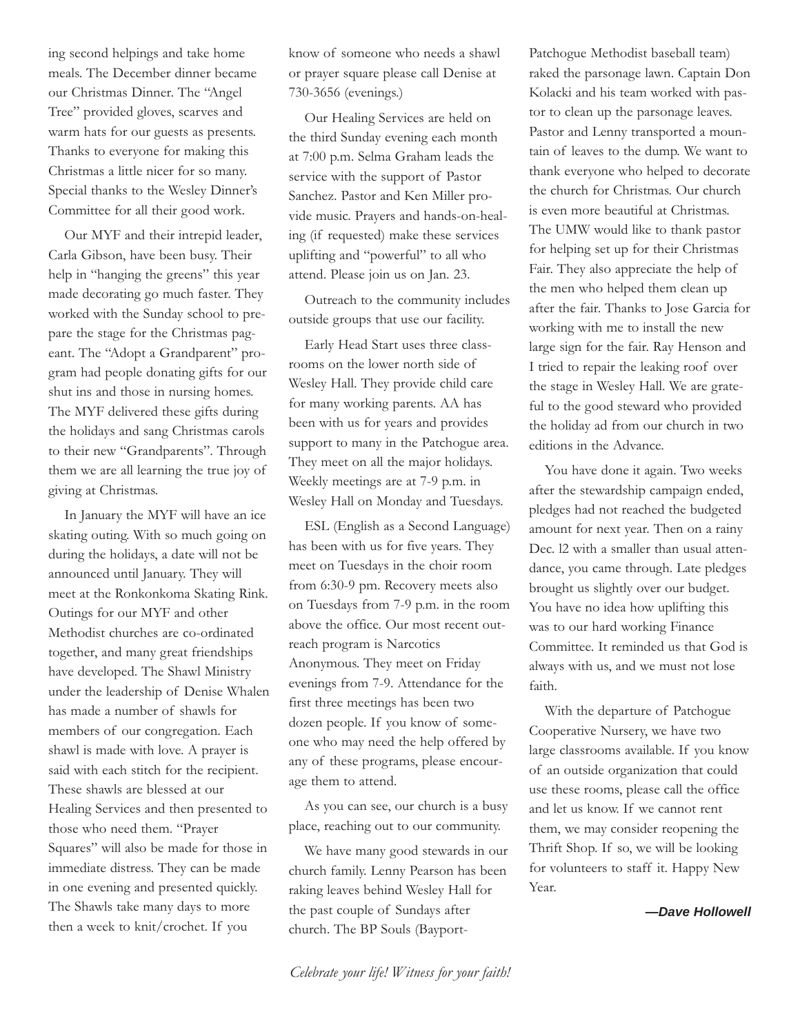ing second helpings and take home meals. The December dinner became our Christmas Dinner. The "Angel Tree" provided gloves, scarves and warm hats for our guests as presents. Thanks to everyone for making this Christmas a little nicer for so many. Special thanks to the Wesley Dinner's Committee for all their good work.

Our MYF and their intrepid leader, Carla Gibson, have been busy. Their help in "hanging the greens" this year made decorating go much faster. They worked with the Sunday school to prepare the stage for the Christmas pageant. The "Adopt a Grandparent" program had people donating gifts for our shut ins and those in nursing homes. The MYF delivered these gifts during the holidays and sang Christmas carols to their new "Grandparents". Through them we are all learning the true joy of giving at Christmas.

In January the MYF will have an ice skating outing. With so much going on during the holidays, a date will not be announced until January. They will meet at the Ronkonkoma Skating Rink. Outings for our MYF and other Methodist churches are co-ordinated together, and many great friendships have developed. The Shawl Ministry under the leadership of Denise Whalen has made a number of shawls for members of our congregation. Each shawl is made with love. A prayer is said with each stitch for the recipient. These shawls are blessed at our Healing Services and then presented to those who need them. "Prayer Squares" will also be made for those in immediate distress. They can be made in one evening and presented quickly. The Shawls take many days to more then a week to knit/crochet. If you know of someone who needs a shawl or prayer square please call Denise at 730-3656 (evenings.)

Our Healing Services are held on the third Sunday evening each month at 7:00 p.m. Selma Graham leads the service with the support of Pastor Sanchez. Pastor and Ken Miller provide music. Prayers and hands-on-healing (if requested) make these services uplifting and "powerful" to all who attend. Please join us on Jan. 23.

Outreach to the community includes outside groups that use our facility.

Early Head Start uses three classrooms on the lower north side of Wesley Hall. They provide child care for many working parents. AA has been with us for years and provides support to many in the Patchogue area. They meet on all the major holidays. Weekly meetings are at 7-9 p.m. in Wesley Hall on Monday and Tuesdays.

ESL (English as a Second Language) has been with us for five years. They meet on Tuesdays in the choir room from 6:30-9 pm. Recovery meets also on Tuesdays from 7-9 p.m. in the room above the office. Our most recent outreach program is Narcotics Anonymous. They meet on Friday evenings from 7-9. Attendance for the first three meetings has been two dozen people. If you know of someone who may need the help offered by any of these programs, please encourage them to attend.

As you can see, our church is a busy place, reaching out to our community.

We have many good stewards in our church family. Lenny Pearson has been raking leaves behind Wesley Hall for the past couple of Sundays after church. The BP Souls (Bayport-Patchogue Methodist baseball team) raked the parsonage lawn. Captain Don Kolacki and his team worked with pastor to clean up the parsonage leaves. Pastor and Lenny transported a mountain of leaves to the dump. We want to thank everyone who helped to decorate the church for Christmas. Our church is even more beautiful at Christmas. The UMW would like to thank pastor for helping set up for their Christmas Fair. They also appreciate the help of the men who helped them clean up after the fair. Thanks to Jose Garcia for working with me to install the new large sign for the fair. Ray Henson and I tried to repair the leaking roof over the stage in Wesley Hall. We are grateful to the good steward who provided the holiday ad from our church in two editions in the Advance.

You have done it again. Two weeks after the stewardship campaign ended, pledges had not reached the budgeted amount for next year. Then on a rainy Dec. 12 with a smaller than usual attendance, you came through. Late pledges brought us slightly over our budget. You have no idea how uplifting this was to our hard working Finance Committee. It reminded us that God is always with us, and we must not lose faith.

With the departure of Patchogue Cooperative Nursery, we have two large classrooms available. If you know of an outside organization that could use these rooms, please call the office and let us know. If we cannot rent them, we may consider reopening the Thrift Shop. If so, we will be looking for volunteers to staff it. Happy New Year.

***—Dave Hollowell***

*Celebrate your life! Witness for your faith!*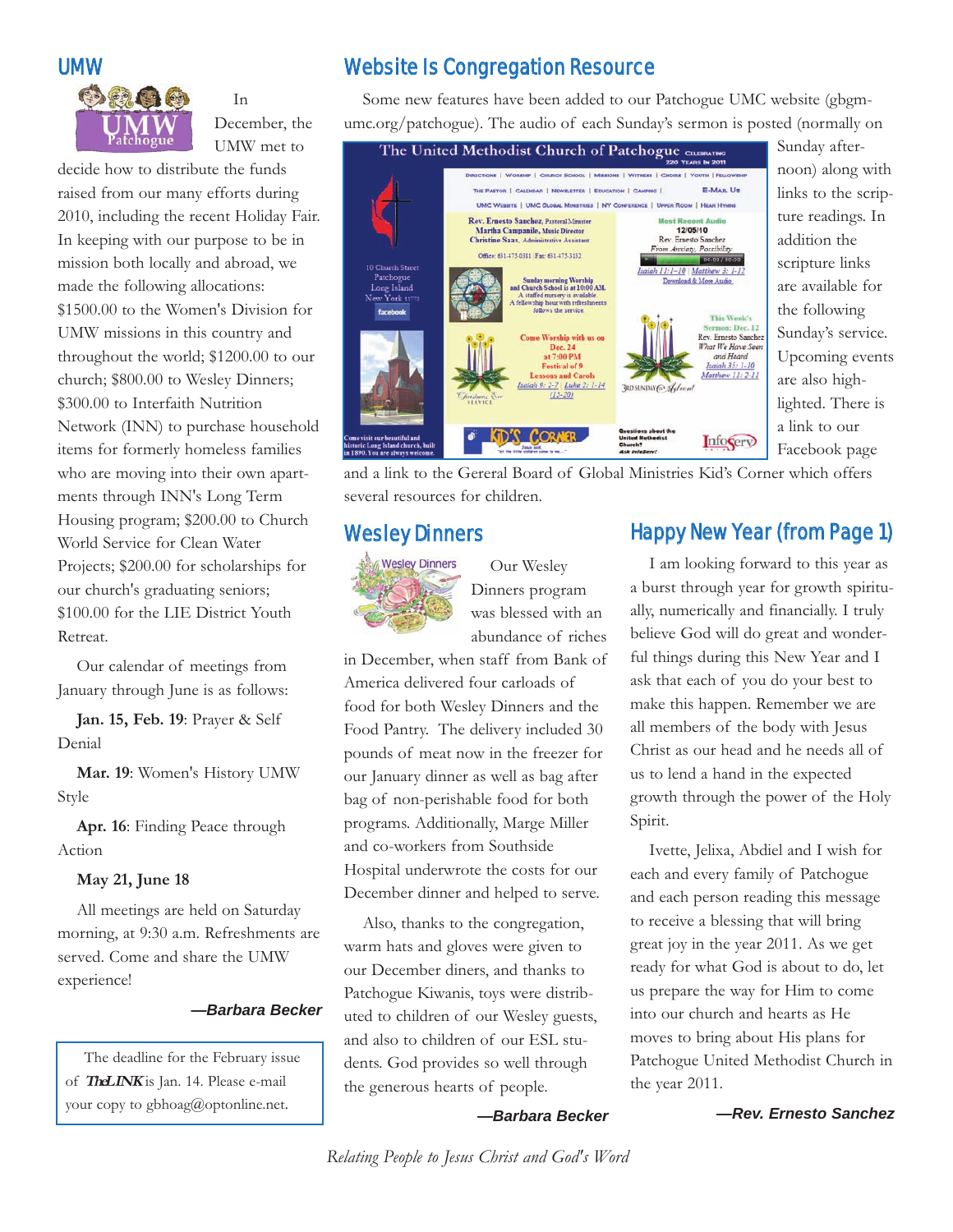## UMW

In December, the UMW met to decide how to distribute the funds raised from our many efforts during 2010, including the recent Holiday Fair. In keeping with our purpose to be in mission both locally and abroad, we made the following allocations: $1500.00 to the Women's Division for UMW missions in this country and throughout the world; $1200.00 to our church; $800.00 to Wesley Dinners; $300.00 to Interfaith Nutrition Network (INN) to purchase household items for formerly homeless families who are moving into their own apartments through INN's Long Term Housing program; $200.00 to Church World Service for Clean Water Projects; $200.00 for scholarships for our church's graduating seniors; $100.00 for the LIE District Youth Retreat.

Our calendar of meetings from January through June is as follows:

**Jan. 15, Feb. 19**: Prayer & Self Denial

**Mar. 19**: Women's History UMW Style

**Apr. 16**: Finding Peace through Action

**May 21, June 18**

All meetings are held on Saturday morning, at 9:30 a.m. Refreshments are served. Come and share the UMW experience!

***—Barbara Becker***

The deadline for the February issue of ***The LINK*** is Jan. 14. Please e-mail your copy to gbhoag@optonline.net.

## Website Is Congregation Resource

Some new features have been added to our Patchogue UMC website (gbgm-umc.org/patchogue). The audio of each Sunday's sermon is posted (normally on Sunday afternoon) along with links to the scripture readings. In addition the scripture links are available for the following Sunday's service. Upcoming events are also highlighted. There is a link to our Facebook page and a link to the Gereral Board of Global Ministries Kid's Corner which offers several resources for children.

## Wesley Dinners

Our Wesley Dinners program was blessed with an abundance of riches in December, when staff from Bank of America delivered four carloads of food for both Wesley Dinners and the Food Pantry. The delivery included 30 pounds of meat now in the freezer for our January dinner as well as bag after bag of non-perishable food for both programs. Additionally, Marge Miller and co-workers from Southside Hospital underwrote the costs for our December dinner and helped to serve.

Also, thanks to the congregation, warm hats and gloves were given to our December diners, and thanks to Patchogue Kiwanis, toys were distributed to children of our Wesley guests, and also to children of our ESL students. God provides so well through the generous hearts of people.

***—Barbara Becker***

## Happy New Year (from Page 1)

I am looking forward to this year as a burst through year for growth spiritually, numerically and financially. I truly believe God will do great and wonderful things during this New Year and I ask that each of you do your best to make this happen. Remember we are all members of the body with Jesus Christ as our head and he needs all of us to lend a hand in the expected growth through the power of the Holy Spirit.

Ivette, Jelixa, Abdiel and I wish for each and every family of Patchogue and each person reading this message to receive a blessing that will bring great joy in the year 2011. As we get ready for what God is about to do, let us prepare the way for Him to come into our church and hearts as He moves to bring about His plans for Patchogue United Methodist Church in the year 2011.

***—Rev. Ernesto Sanchez***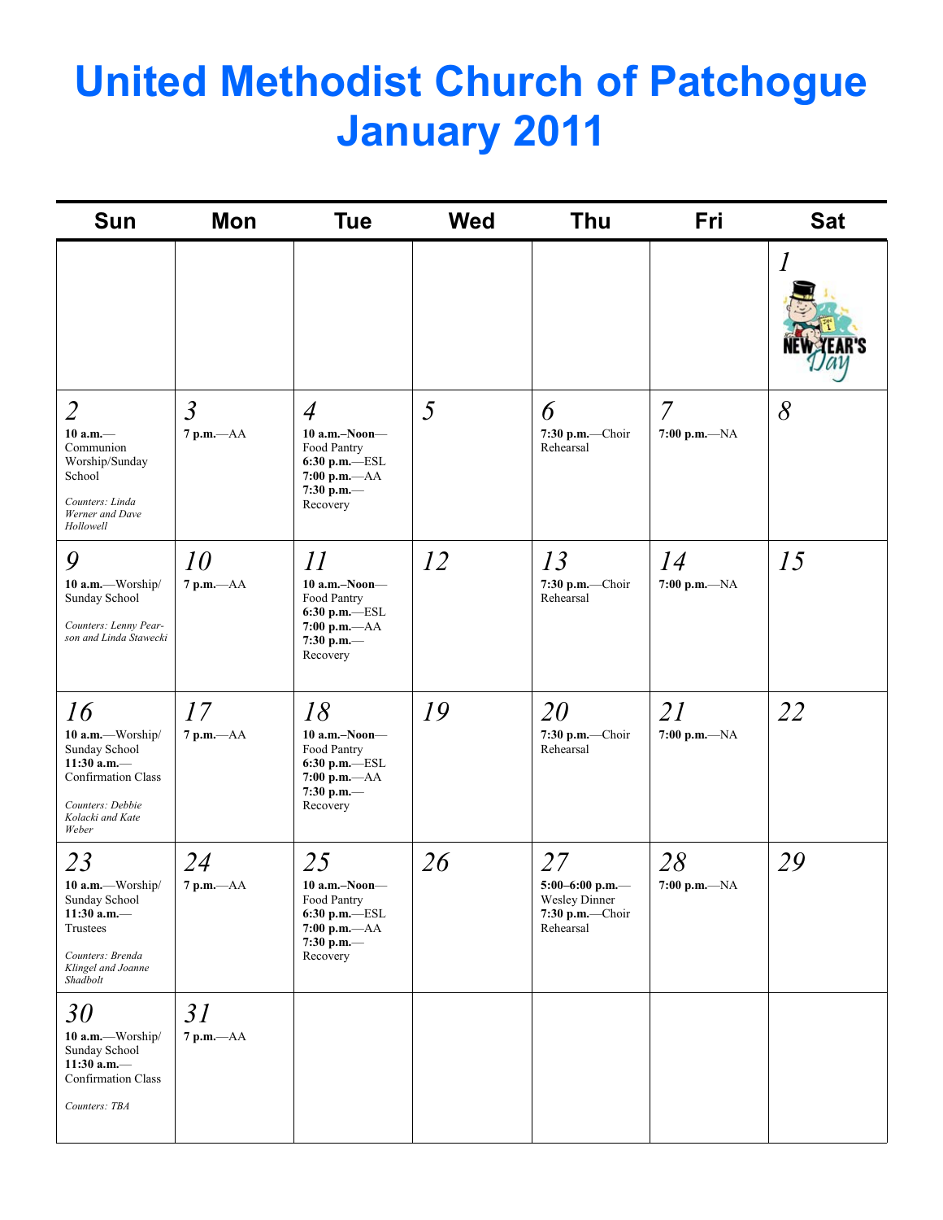# United Methodist Church of Patchogue January 2011

| Sun | Mon | Tue | Wed | Thu | Fri | Sat |
|---|---|---|---|---|---|---|
| | | | | | | 1 NEW YEAR'S Day |
| 2 **10 a.m.**—Communion Worship/Sunday School *Counters: Linda Werner and Dave Hollowell* | 3 **7 p.m.**—AA | 4 **10 a.m.–Noon**—Food Pantry **6:30 p.m.**—ESL **7:00 p.m.**—AA **7:30 p.m.**—Recovery | 5 | 6 **7:30 p.m.**—Choir Rehearsal | 7 **7:00 p.m.**—NA | 8 |
| 9 **10 a.m.**—Worship/Sunday School *Counters: Lenny Pearson and Linda Stawecki* | 10 **7 p.m.**—AA | 11 **10 a.m.–Noon**—Food Pantry **6:30 p.m.**—ESL **7:00 p.m.**—AA **7:30 p.m.**—Recovery | 12 | 13 **7:30 p.m.**—Choir Rehearsal | 14 **7:00 p.m.**—NA | 15 |
| 16 **10 a.m.**—Worship/Sunday School **11:30 a.m.**—Confirmation Class *Counters: Debbie Kolacki and Kate Weber* | 17 **7 p.m.**—AA | 18 **10 a.m.–Noon**—Food Pantry **6:30 p.m.**—ESL **7:00 p.m.**—AA **7:30 p.m.**—Recovery | 19 | 20 **7:30 p.m.**—Choir Rehearsal | 21 **7:00 p.m.**—NA | 22 |
| 23 **10 a.m.**—Worship/Sunday School **11:30 a.m.**—Trustees *Counters: Brenda Klingel and Joanne Shadbolt* | 24 **7 p.m.**—AA | 25 **10 a.m.–Noon**—Food Pantry **6:30 p.m.**—ESL **7:00 p.m.**—AA **7:30 p.m.**—Recovery | 26 | 27 **5:00–6:00 p.m.**—Wesley Dinner **7:30 p.m.**—Choir Rehearsal | 28 **7:00 p.m.**—NA | 29 |
| 30 **10 a.m.**—Worship/Sunday School **11:30 a.m.**—Confirmation Class *Counters: TBA* | 31 **7 p.m.**—AA | | | | | |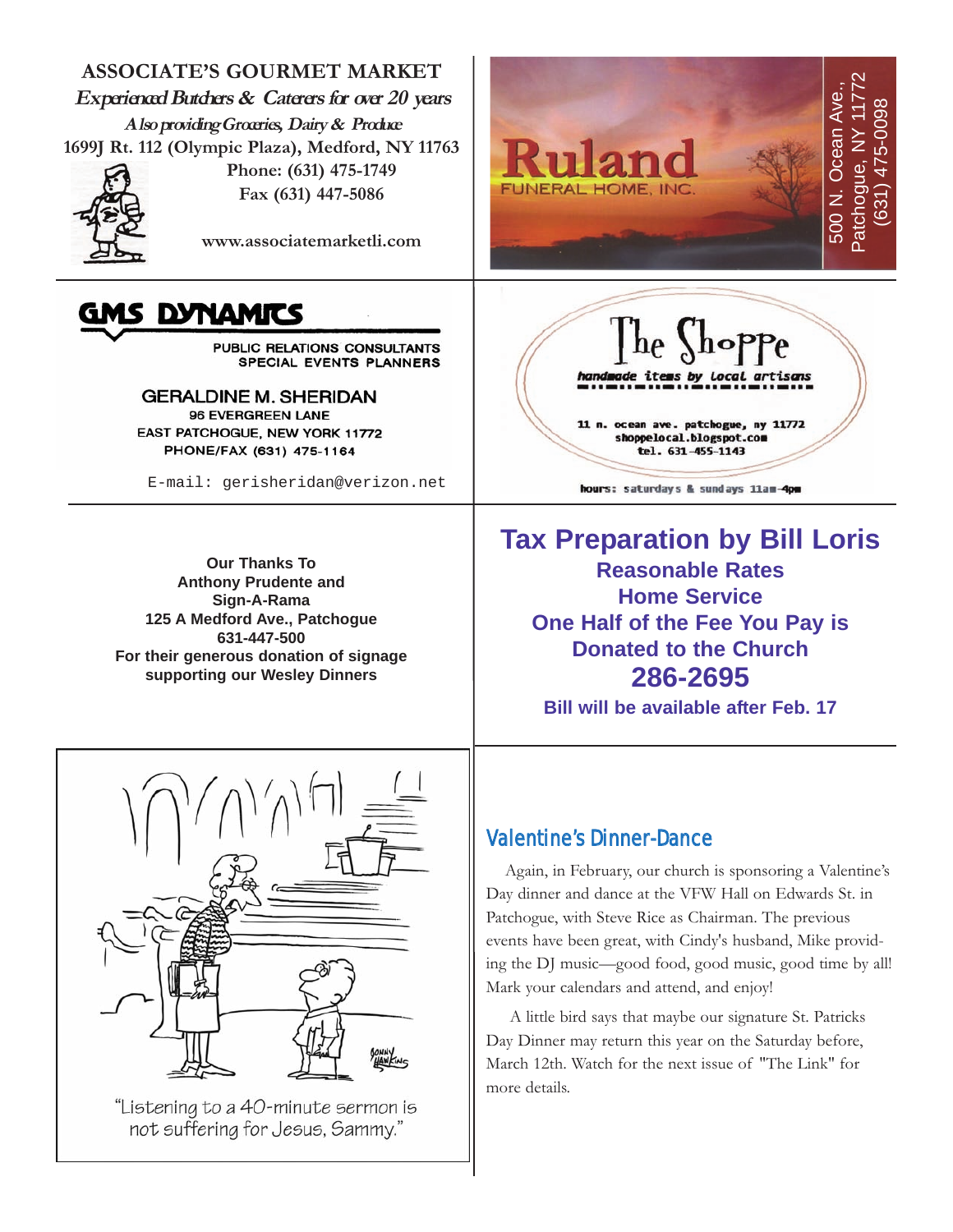**ASSOCIATE'S GOURMET MARKET**

*Experienced Butchers & Caterers for over 20 years*

*Also providing Groceries, Dairy & Produce*

1699J Rt. 112 (Olympic Plaza), Medford, NY 11763

Phone: (631) 475-1749

Fax (631) 447-5086

www.associatemarketli.com

**Ruland**
FUNERAL HOME, INC.

500 N. Ocean Ave., Patchogue, NY 11772
(631) 475-0098

**GMS DYNAMICS**

PUBLIC RELATIONS CONSULTANTS
SPECIAL EVENTS PLANNERS

GERALDINE M. SHERIDAN
96 EVERGREEN LANE
EAST PATCHOGUE, NEW YORK 11772
PHONE/FAX (631) 475-1164

E-mail: gerisheridan@verizon.net

**The Shoppe**

*handmade items by local artisans*

11 n. ocean ave. patchogue, ny 11772
shoppelocal.blogspot.com
tel. 631-455-1143

hours: saturdays & sundays 11am-4pm

**Our Thanks To
Anthony Prudente and
Sign-A-Rama
125 A Medford Ave., Patchogue
631-447-500
For their generous donation of signage
supporting our Wesley Dinners**

## Tax Preparation by Bill Loris

**Reasonable Rates**
**Home Service**
**One Half of the Fee You Pay is Donated to the Church**
**286-2695**
**Bill will be available after Feb. 17**

"Listening to a 40-minute sermon is not suffering for Jesus, Sammy."

## Valentine's Dinner-Dance

Again, in February, our church is sponsoring a Valentine's Day dinner and dance at the VFW Hall on Edwards St. in Patchogue, with Steve Rice as Chairman. The previous events have been great, with Cindy's husband, Mike providing the DJ music—good food, good music, good time by all! Mark your calendars and attend, and enjoy!

A little bird says that maybe our signature St. Patricks Day Dinner may return this year on the Saturday before, March 12th. Watch for the next issue of "The Link" for more details.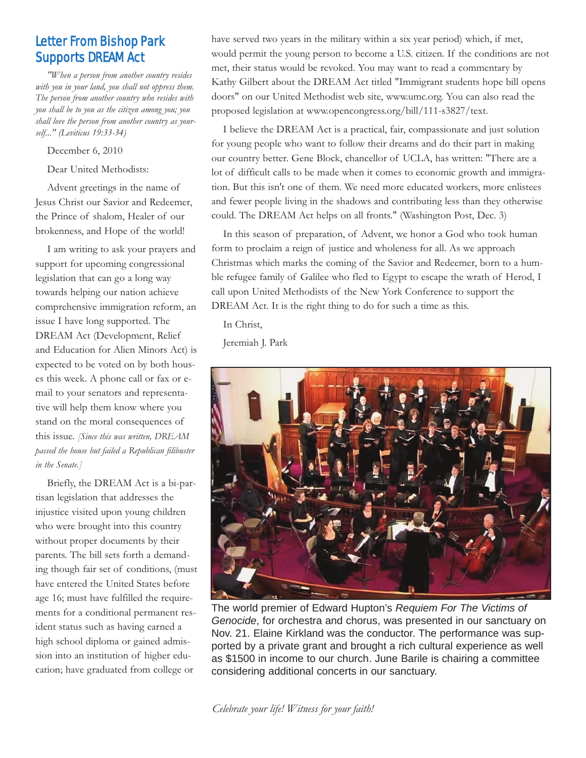## Letter From Bishop Park Supports DREAM Act

*"When a person from another country resides with you in your land, you shall not oppress them. The person from another country who resides with you shall be to you as the citizen among you; you shall love the person from another country as yourself..." (Leviticus 19:33-34)*

December 6, 2010

Dear United Methodists:

Advent greetings in the name of Jesus Christ our Savior and Redeemer, the Prince of shalom, Healer of our brokenness, and Hope of the world!

I am writing to ask your prayers and support for upcoming congressional legislation that can go a long way towards helping our nation achieve comprehensive immigration reform, an issue I have long supported. The DREAM Act (Development, Relief and Education for Alien Minors Act) is expected to be voted on by both houses this week. A phone call or fax or e-mail to your senators and representative will help them know where you stand on the moral consequences of this issue. *[Since this was written, DREAM passed the house but failed a Republican filibuster in the Senate.]*

Briefly, the DREAM Act is a bi-partisan legislation that addresses the injustice visited upon young children who were brought into this country without proper documents by their parents. The bill sets forth a demanding though fair set of conditions, (must have entered the United States before age 16; must have fulfilled the requirements for a conditional permanent resident status such as having earned a high school diploma or gained admission into an institution of higher education; have graduated from college or have served two years in the military within a six year period) which, if met, would permit the young person to become a U.S. citizen. If the conditions are not met, their status would be revoked. You may want to read a commentary by Kathy Gilbert about the DREAM Act titled "Immigrant students hope bill opens doors" on our United Methodist web site, www.umc.org. You can also read the proposed legislation at www.opencongress.org/bill/111-s3827/text.

I believe the DREAM Act is a practical, fair, compassionate and just solution for young people who want to follow their dreams and do their part in making our country better. Gene Block, chancellor of UCLA, has written: "There are a lot of difficult calls to be made when it comes to economic growth and immigration. But this isn't one of them. We need more educated workers, more enlistees and fewer people living in the shadows and contributing less than they otherwise could. The DREAM Act helps on all fronts." (Washington Post, Dec. 3)

In this season of preparation, of Advent, we honor a God who took human form to proclaim a reign of justice and wholeness for all. As we approach Christmas which marks the coming of the Savior and Redeemer, born to a humble refugee family of Galilee who fled to Egypt to escape the wrath of Herod, I call upon United Methodists of the New York Conference to support the DREAM Act. It is the right thing to do for such a time as this.

In Christ,

Jeremiah J. Park

The world premier of Edward Hupton's *Requiem For The Victims of Genocide*, for orchestra and chorus, was presented in our sanctuary on Nov. 21. Elaine Kirkland was the conductor. The performance was supported by a private grant and brought a rich cultural experience as well as $1500 in income to our church. June Barile is chairing a committee considering additional concerts in our sanctuary.

*Celebrate your life! Witness for your faith!*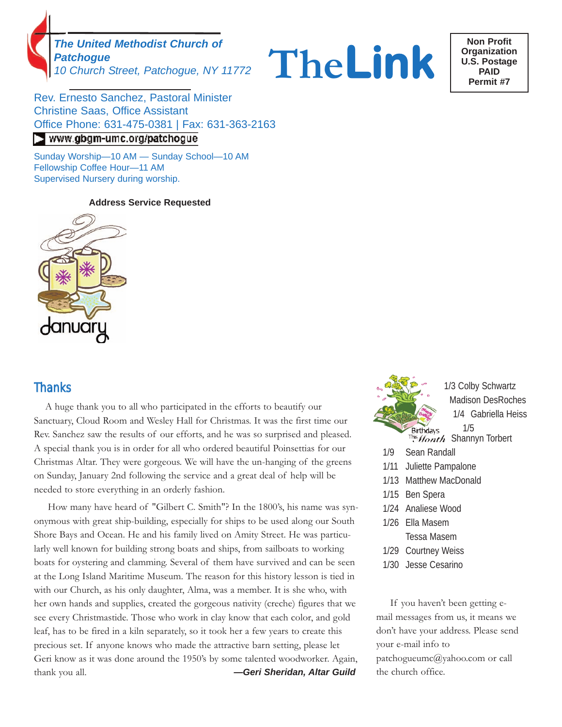**The United Methodist Church of Patchogue**
*10 Church Street, Patchogue, NY 11772*

# The Link

**Non Profit Organization U.S. Postage PAID Permit #7**

Rev. Ernesto Sanchez, Pastoral Minister
Christine Saas, Office Assistant
Office Phone: 631-475-0381 | Fax: 631-363-2163
www.gbgm-umc.org/patchogue

Sunday Worship—10 AM — Sunday School—10 AM
Fellowship Coffee Hour—11 AM
Supervised Nursery during worship.

**Address Service Requested**

january

## Thanks

A huge thank you to all who participated in the efforts to beautify our Sanctuary, Cloud Room and Wesley Hall for Christmas. It was the first time our Rev. Sanchez saw the results of our efforts, and he was so surprised and pleased. A special thank you is in order for all who ordered beautiful Poinsettias for our Christmas Altar. They were gorgeous. We will have the un-hanging of the greens on Sunday, January 2nd following the service and a great deal of help will be needed to store everything in an orderly fashion.

How many have heard of "Gilbert C. Smith"? In the 1800's, his name was synonymous with great ship-building, especially for ships to be used along our South Shore Bays and Ocean. He and his family lived on Amity Street. He was particularly well known for building strong boats and ships, from sailboats to working boats for oystering and clamming. Several of them have survived and can be seen at the Long Island Maritime Museum. The reason for this history lesson is tied in with our Church, as his only daughter, Alma, was a member. It is she who, with her own hands and supplies, created the gorgeous nativity (creche) figures that we see every Christmastide. Those who work in clay know that each color, and gold leaf, has to be fired in a kiln separately, so it took her a few years to create this precious set. If anyone knows who made the attractive barn setting, please let Geri know as it was done around the 1950's by some talented woodworker. Again, thank you all. ***—Geri Sheridan, Altar Guild***

Birthdays This Month

1/3 Colby Schwartz
Madison DesRoches
1/4 Gabriella Heiss
1/5 Shannyn Torbert
1/9 Sean Randall
1/11 Juliette Pampalone
1/13 Matthew MacDonald
1/15 Ben Spera
1/24 Analiese Wood
1/26 Ella Masem
Tessa Masem
1/29 Courtney Weiss
1/30 Jesse Cesarino

If you haven't been getting e-mail messages from us, it means we don't have your address. Please send your e-mail info to patchogueumc@yahoo.com or call the church office.